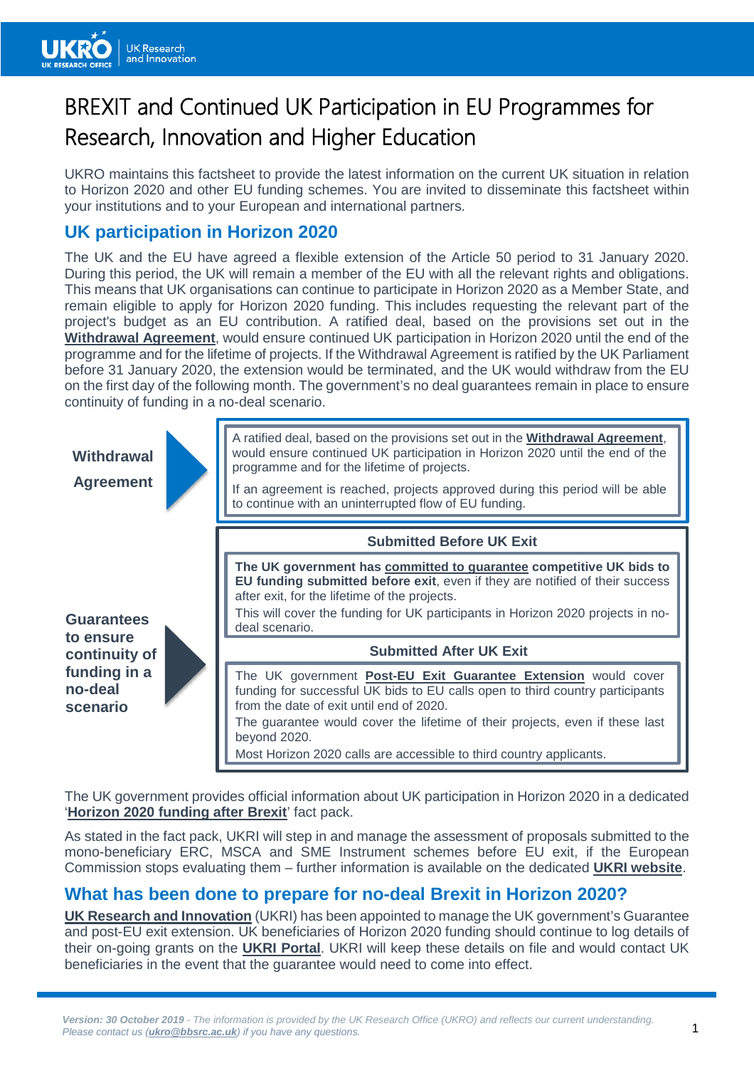# BREXIT and Continued UK Participation in EU Programmes for Research, Innovation and Higher Education

UKRO maintains this factsheet to provide the latest information on the current UK situation in relation to Horizon 2020 and other EU funding schemes. You are invited to disseminate this factsheet within your institutions and to your European and international partners.

## UK participation in Horizon 2020

The UK and the EU have agreed a flexible extension of the Article 50 period to 31 January 2020. During this period, the UK will remain a member of the EU with all the relevant rights and obligations. This means that UK organisations can continue to participate in Horizon 2020 as a Member State, and remain eligible to apply for Horizon 2020 funding. This includes requesting the relevant part of the project's budget as an EU contribution. A ratified deal, based on the provisions set out in the **Withdrawal Agreement**, would ensure continued UK participation in Horizon 2020 until the end of the programme and for the lifetime of projects. If the Withdrawal Agreement is ratified by the UK Parliament before 31 January 2020, the extension would be terminated, and the UK would withdraw from the EU on the first day of the following month. The government's no deal guarantees remain in place to ensure continuity of funding in a no-deal scenario.

**Withdrawal Agreement**

A ratified deal, based on the provisions set out in the **Withdrawal Agreement**, would ensure continued UK participation in Horizon 2020 until the end of the programme and for the lifetime of projects.

If an agreement is reached, projects approved during this period will be able to continue with an uninterrupted flow of EU funding.

**Guarantees to ensure continuity of funding in a no-deal scenario**

**Submitted Before UK Exit**

**The UK government has committed to guarantee competitive UK bids to EU funding submitted before exit**, even if they are notified of their success after exit, for the lifetime of the projects.

This will cover the funding for UK participants in Horizon 2020 projects in no-deal scenario.

**Submitted After UK Exit**

The UK government **Post-EU Exit Guarantee Extension** would cover funding for successful UK bids to EU calls open to third country participants from the date of exit until end of 2020.

The guarantee would cover the lifetime of their projects, even if these last beyond 2020.

Most Horizon 2020 calls are accessible to third country applicants.

The UK government provides official information about UK participation in Horizon 2020 in a dedicated '**Horizon 2020 funding after Brexit**' fact pack.

As stated in the fact pack, UKRI will step in and manage the assessment of proposals submitted to the mono-beneficiary ERC, MSCA and SME Instrument schemes before EU exit, if the European Commission stops evaluating them – further information is available on the dedicated **UKRI website**.

## What has been done to prepare for no-deal Brexit in Horizon 2020?

**UK Research and Innovation** (UKRI) has been appointed to manage the UK government's Guarantee and post-EU exit extension. UK beneficiaries of Horizon 2020 funding should continue to log details of their on-going grants on the **UKRI Portal**. UKRI will keep these details on file and would contact UK beneficiaries in the event that the guarantee would need to come into effect.

*Version: 30 October 2019 - The information is provided by the UK Research Office (UKRO) and reflects our current understanding. Please contact us (**ukro@bbsrc.ac.uk**) if you have any questions.*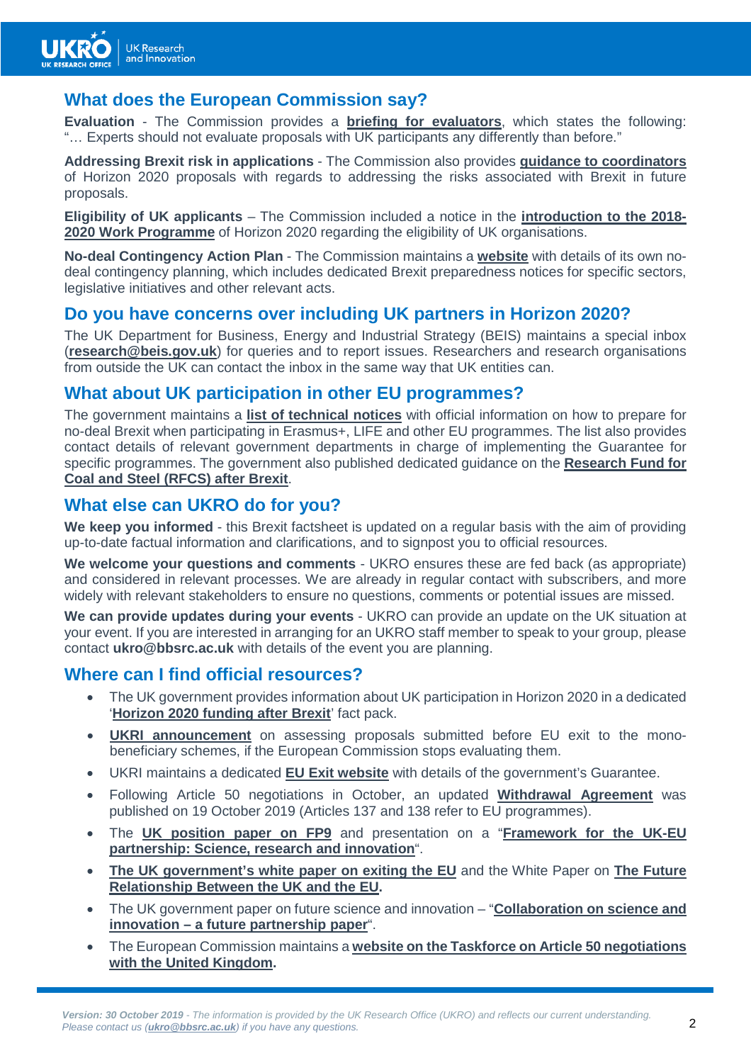## What does the European Commission say?

**Evaluation** - The Commission provides a **briefing for evaluators**, which states the following: "… Experts should not evaluate proposals with UK participants any differently than before."

**Addressing Brexit risk in applications** - The Commission also provides **guidance to coordinators** of Horizon 2020 proposals with regards to addressing the risks associated with Brexit in future proposals.

**Eligibility of UK applicants** – The Commission included a notice in the **introduction to the 2018-2020 Work Programme** of Horizon 2020 regarding the eligibility of UK organisations.

**No-deal Contingency Action Plan** - The Commission maintains a **website** with details of its own no-deal contingency planning, which includes dedicated Brexit preparedness notices for specific sectors, legislative initiatives and other relevant acts.

## Do you have concerns over including UK partners in Horizon 2020?

The UK Department for Business, Energy and Industrial Strategy (BEIS) maintains a special inbox (**research@beis.gov.uk**) for queries and to report issues. Researchers and research organisations from outside the UK can contact the inbox in the same way that UK entities can.

## What about UK participation in other EU programmes?

The government maintains a **list of technical notices** with official information on how to prepare for no-deal Brexit when participating in Erasmus+, LIFE and other EU programmes. The list also provides contact details of relevant government departments in charge of implementing the Guarantee for specific programmes. The government also published dedicated guidance on the **Research Fund for Coal and Steel (RFCS) after Brexit**.

## What else can UKRO do for you?

**We keep you informed** - this Brexit factsheet is updated on a regular basis with the aim of providing up-to-date factual information and clarifications, and to signpost you to official resources.

**We welcome your questions and comments** - UKRO ensures these are fed back (as appropriate) and considered in relevant processes. We are already in regular contact with subscribers, and more widely with relevant stakeholders to ensure no questions, comments or potential issues are missed.

**We can provide updates during your events** - UKRO can provide an update on the UK situation at your event. If you are interested in arranging for an UKRO staff member to speak to your group, please contact **ukro@bbsrc.ac.uk** with details of the event you are planning.

## Where can I find official resources?

- The UK government provides information about UK participation in Horizon 2020 in a dedicated '**Horizon 2020 funding after Brexit**' fact pack.
- **UKRI announcement** on assessing proposals submitted before EU exit to the mono-beneficiary schemes, if the European Commission stops evaluating them.
- UKRI maintains a dedicated **EU Exit website** with details of the government's Guarantee.
- Following Article 50 negotiations in October, an updated **Withdrawal Agreement** was published on 19 October 2019 (Articles 137 and 138 refer to EU programmes).
- The **UK position paper on FP9** and presentation on a "**Framework for the UK-EU partnership: Science, research and innovation**".
- **The UK government's white paper on exiting the EU** and the White Paper on **The Future Relationship Between the UK and the EU.**
- The UK government paper on future science and innovation – "**Collaboration on science and innovation – a future partnership paper**".
- The European Commission maintains a **website on the Taskforce on Article 50 negotiations with the United Kingdom.**

*Version: 30 October 2019 - The information is provided by the UK Research Office (UKRO) and reflects our current understanding. Please contact us (**ukro@bbsrc.ac.uk**) if you have any questions.*